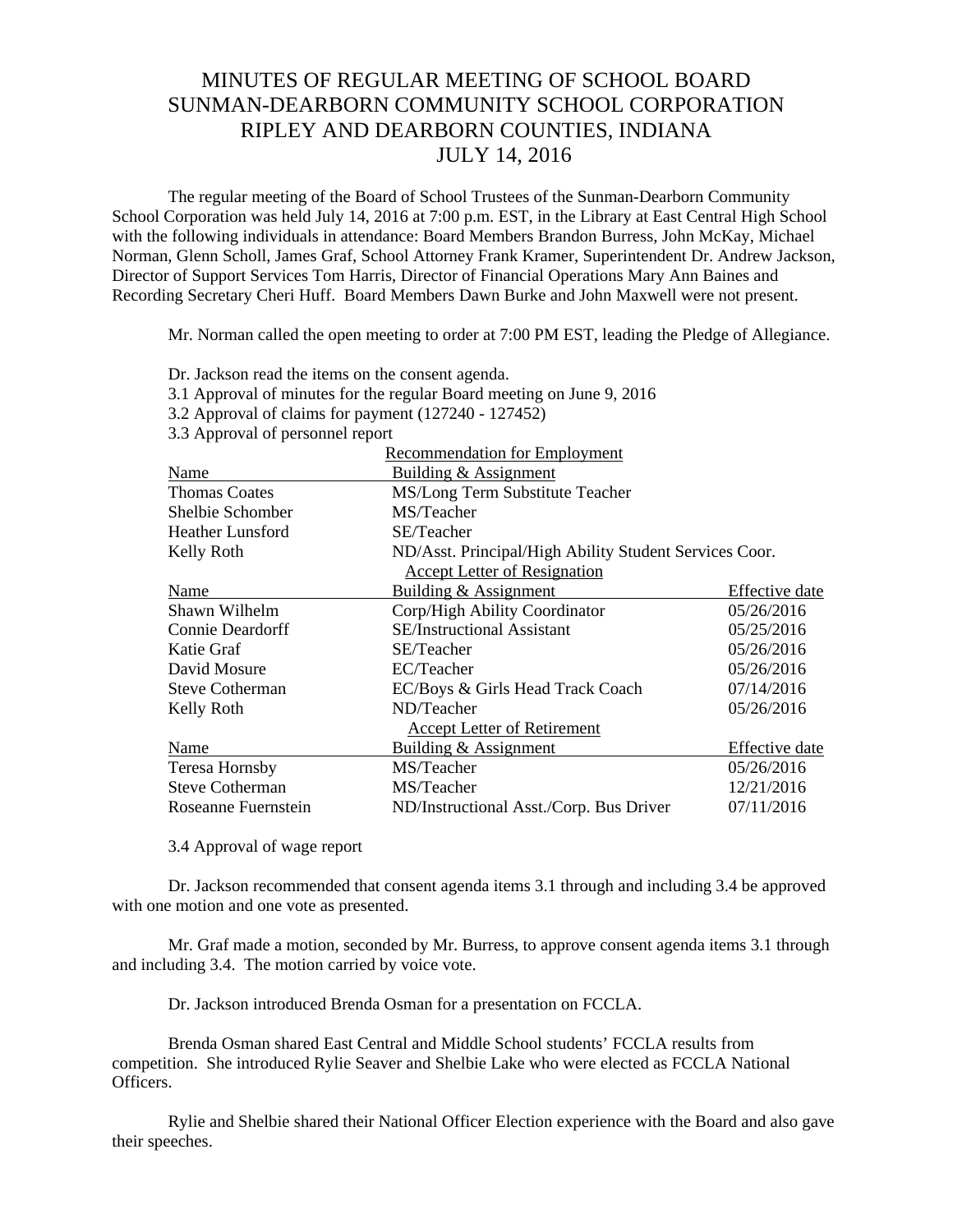# MINUTES OF REGULAR MEETING OF SCHOOL BOARD
# SUNMAN-DEARBORN COMMUNITY SCHOOL CORPORATION
# RIPLEY AND DEARBORN COUNTIES, INDIANA
# JULY 14, 2016

The regular meeting of the Board of School Trustees of the Sunman-Dearborn Community School Corporation was held July 14, 2016 at 7:00 p.m. EST, in the Library at East Central High School with the following individuals in attendance: Board Members Brandon Burress, John McKay, Michael Norman, Glenn Scholl, James Graf, School Attorney Frank Kramer, Superintendent Dr. Andrew Jackson, Director of Support Services Tom Harris, Director of Financial Operations Mary Ann Baines and Recording Secretary Cheri Huff. Board Members Dawn Burke and John Maxwell were not present.

Mr. Norman called the open meeting to order at 7:00 PM EST, leading the Pledge of Allegiance.

Dr. Jackson read the items on the consent agenda.

3.1 Approval of minutes for the regular Board meeting on June 9, 2016

3.2 Approval of claims for payment (127240 - 127452)

3.3 Approval of personnel report

Recommendation for Employment

| Name | Building & Assignment |
|---|---|
| Thomas Coates | MS/Long Term Substitute Teacher |
| Shelbie Schomber | MS/Teacher |
| Heather Lunsford | SE/Teacher |
| Kelly Roth | ND/Asst. Principal/High Ability Student Services Coor. |

Accept Letter of Resignation

| Name | Building & Assignment | Effective date |
|---|---|---|
| Shawn Wilhelm | Corp/High Ability Coordinator | 05/26/2016 |
| Connie Deardorff | SE/Instructional Assistant | 05/25/2016 |
| Katie Graf | SE/Teacher | 05/26/2016 |
| David Mosure | EC/Teacher | 05/26/2016 |
| Steve Cotherman | EC/Boys & Girls Head Track Coach | 07/14/2016 |
| Kelly Roth | ND/Teacher | 05/26/2016 |

Accept Letter of Retirement

| Name | Building & Assignment | Effective date |
|---|---|---|
| Teresa Hornsby | MS/Teacher | 05/26/2016 |
| Steve Cotherman | MS/Teacher | 12/21/2016 |
| Roseanne Fuernstein | ND/Instructional Asst./Corp. Bus Driver | 07/11/2016 |

3.4 Approval of wage report

Dr. Jackson recommended that consent agenda items 3.1 through and including 3.4 be approved with one motion and one vote as presented.

Mr. Graf made a motion, seconded by Mr. Burress, to approve consent agenda items 3.1 through and including 3.4. The motion carried by voice vote.

Dr. Jackson introduced Brenda Osman for a presentation on FCCLA.

Brenda Osman shared East Central and Middle School students' FCCLA results from competition. She introduced Rylie Seaver and Shelbie Lake who were elected as FCCLA National Officers.

Rylie and Shelbie shared their National Officer Election experience with the Board and also gave their speeches.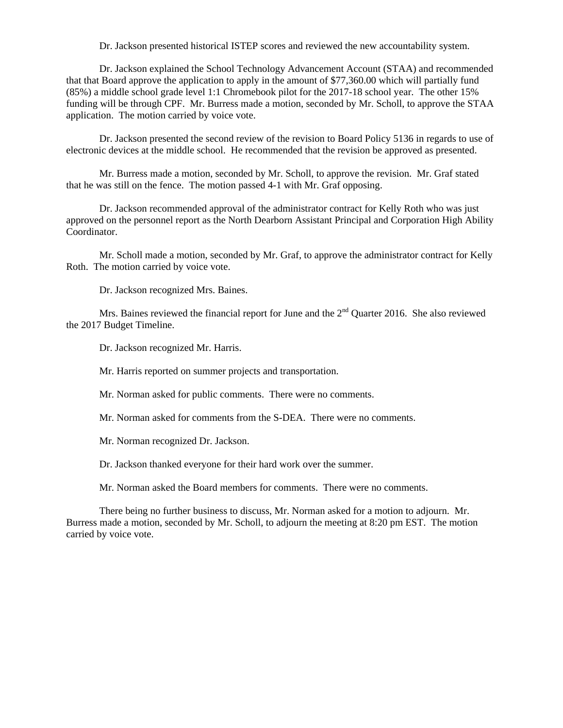Dr. Jackson presented historical ISTEP scores and reviewed the new accountability system.

Dr. Jackson explained the School Technology Advancement Account (STAA) and recommended that that Board approve the application to apply in the amount of $77,360.00 which will partially fund (85%) a middle school grade level 1:1 Chromebook pilot for the 2017-18 school year. The other 15% funding will be through CPF. Mr. Burress made a motion, seconded by Mr. Scholl, to approve the STAA application. The motion carried by voice vote.

Dr. Jackson presented the second review of the revision to Board Policy 5136 in regards to use of electronic devices at the middle school. He recommended that the revision be approved as presented.

Mr. Burress made a motion, seconded by Mr. Scholl, to approve the revision. Mr. Graf stated that he was still on the fence. The motion passed 4-1 with Mr. Graf opposing.

Dr. Jackson recommended approval of the administrator contract for Kelly Roth who was just approved on the personnel report as the North Dearborn Assistant Principal and Corporation High Ability Coordinator.

Mr. Scholl made a motion, seconded by Mr. Graf, to approve the administrator contract for Kelly Roth. The motion carried by voice vote.

Dr. Jackson recognized Mrs. Baines.

Mrs. Baines reviewed the financial report for June and the 2nd Quarter 2016. She also reviewed the 2017 Budget Timeline.

Dr. Jackson recognized Mr. Harris.

Mr. Harris reported on summer projects and transportation.

Mr. Norman asked for public comments. There were no comments.

Mr. Norman asked for comments from the S-DEA. There were no comments.

Mr. Norman recognized Dr. Jackson.

Dr. Jackson thanked everyone for their hard work over the summer.

Mr. Norman asked the Board members for comments. There were no comments.

There being no further business to discuss, Mr. Norman asked for a motion to adjourn. Mr. Burress made a motion, seconded by Mr. Scholl, to adjourn the meeting at 8:20 pm EST. The motion carried by voice vote.